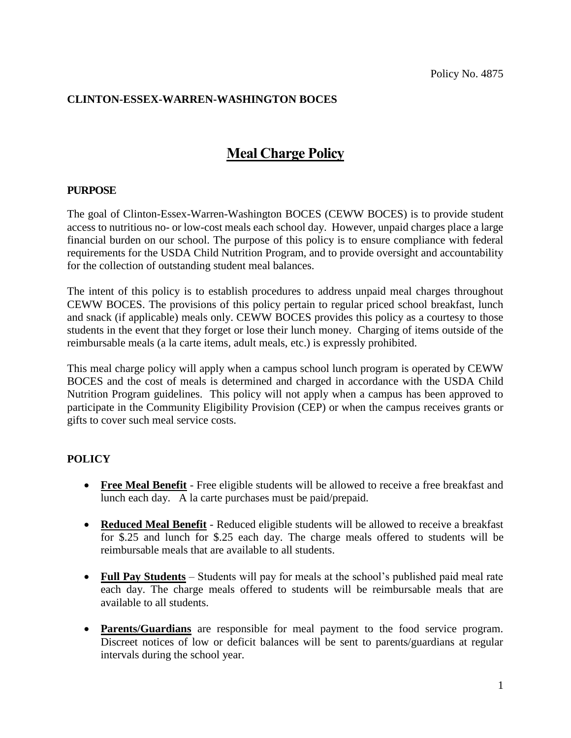Policy No. 4875

**CLINTON-ESSEX-WARREN-WASHINGTON BOCES**

# Meal Charge Policy

## PURPOSE

The goal of Clinton-Essex-Warren-Washington BOCES (CEWW BOCES) is to provide student access to nutritious no- or low-cost meals each school day. However, unpaid charges place a large financial burden on our school. The purpose of this policy is to ensure compliance with federal requirements for the USDA Child Nutrition Program, and to provide oversight and accountability for the collection of outstanding student meal balances.

The intent of this policy is to establish procedures to address unpaid meal charges throughout CEWW BOCES. The provisions of this policy pertain to regular priced school breakfast, lunch and snack (if applicable) meals only. CEWW BOCES provides this policy as a courtesy to those students in the event that they forget or lose their lunch money. Charging of items outside of the reimbursable meals (a la carte items, adult meals, etc.) is expressly prohibited.

This meal charge policy will apply when a campus school lunch program is operated by CEWW BOCES and the cost of meals is determined and charged in accordance with the USDA Child Nutrition Program guidelines. This policy will not apply when a campus has been approved to participate in the Community Eligibility Provision (CEP) or when the campus receives grants or gifts to cover such meal service costs.

## POLICY

- **Free Meal Benefit** - Free eligible students will be allowed to receive a free breakfast and lunch each day. A la carte purchases must be paid/prepaid.
- **Reduced Meal Benefit** - Reduced eligible students will be allowed to receive a breakfast for $.25 and lunch for $.25 each day. The charge meals offered to students will be reimbursable meals that are available to all students.
- **Full Pay Students** – Students will pay for meals at the school's published paid meal rate each day. The charge meals offered to students will be reimbursable meals that are available to all students.
- **Parents/Guardians** are responsible for meal payment to the food service program. Discreet notices of low or deficit balances will be sent to parents/guardians at regular intervals during the school year.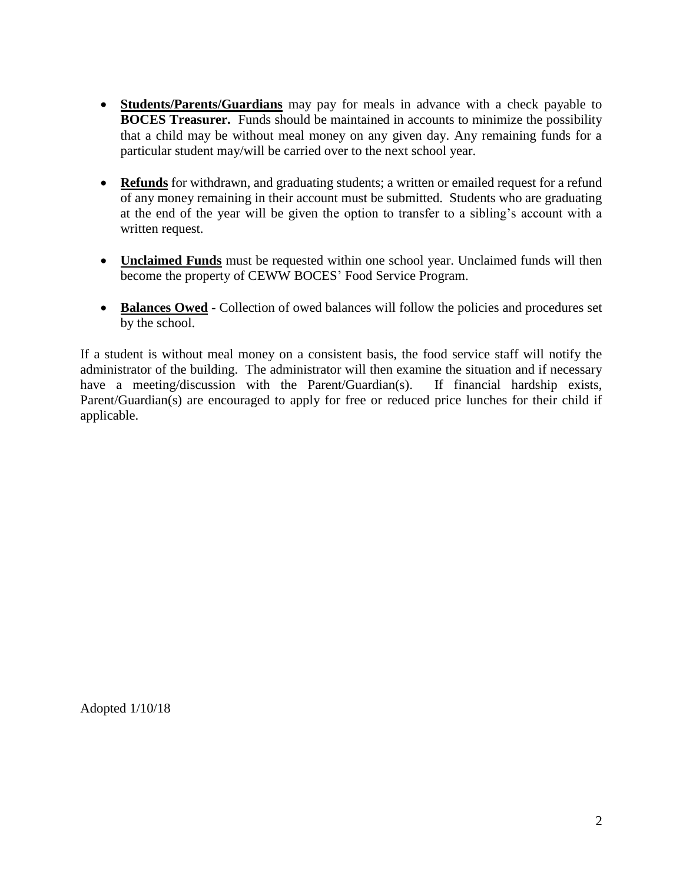- **Students/Parents/Guardians** may pay for meals in advance with a check payable to **BOCES Treasurer.** Funds should be maintained in accounts to minimize the possibility that a child may be without meal money on any given day. Any remaining funds for a particular student may/will be carried over to the next school year.

- **Refunds** for withdrawn, and graduating students; a written or emailed request for a refund of any money remaining in their account must be submitted. Students who are graduating at the end of the year will be given the option to transfer to a sibling's account with a written request.

- **Unclaimed Funds** must be requested within one school year. Unclaimed funds will then become the property of CEWW BOCES' Food Service Program.

- **Balances Owed** - Collection of owed balances will follow the policies and procedures set by the school.

If a student is without meal money on a consistent basis, the food service staff will notify the administrator of the building. The administrator will then examine the situation and if necessary have a meeting/discussion with the Parent/Guardian(s). If financial hardship exists, Parent/Guardian(s) are encouraged to apply for free or reduced price lunches for their child if applicable.

Adopted 1/10/18